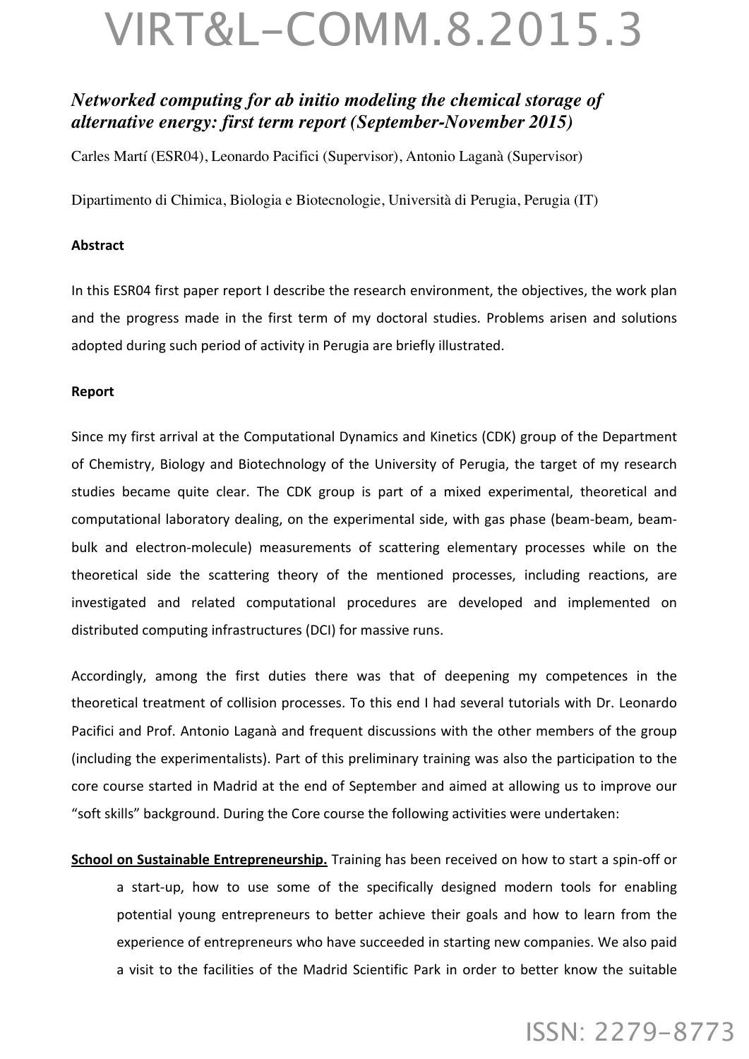# VIRT&L-COMM.8.2015.3

## *Networked computing for ab initio modeling the chemical storage of alternative energy: first term report (September-November 2015)*

Carles Martí (ESR04), Leonardo Pacifici (Supervisor), Antonio Laganà (Supervisor)

Dipartimento di Chimica, Biologia e Biotecnologie, Università di Perugia, Perugia (IT)

**Abstract**

In this ESR04 first paper report I describe the research environment, the objectives, the work plan and the progress made in the first term of my doctoral studies. Problems arisen and solutions adopted during such period of activity in Perugia are briefly illustrated.

**Report**

Since my first arrival at the Computational Dynamics and Kinetics (CDK) group of the Department of Chemistry, Biology and Biotechnology of the University of Perugia, the target of my research studies became quite clear. The CDK group is part of a mixed experimental, theoretical and computational laboratory dealing, on the experimental side, with gas phase (beam-beam, beam-bulk and electron-molecule) measurements of scattering elementary processes while on the theoretical side the scattering theory of the mentioned processes, including reactions, are investigated and related computational procedures are developed and implemented on distributed computing infrastructures (DCI) for massive runs.

Accordingly, among the first duties there was that of deepening my competences in the theoretical treatment of collision processes. To this end I had several tutorials with Dr. Leonardo Pacifici and Prof. Antonio Laganà and frequent discussions with the other members of the group (including the experimentalists). Part of this preliminary training was also the participation to the core course started in Madrid at the end of September and aimed at allowing us to improve our "soft skills" background. During the Core course the following activities were undertaken:

**School on Sustainable Entrepreneurship.** Training has been received on how to start a spin-off or a start-up, how to use some of the specifically designed modern tools for enabling potential young entrepreneurs to better achieve their goals and how to learn from the experience of entrepreneurs who have succeeded in starting new companies. We also paid a visit to the facilities of the Madrid Scientific Park in order to better know the suitable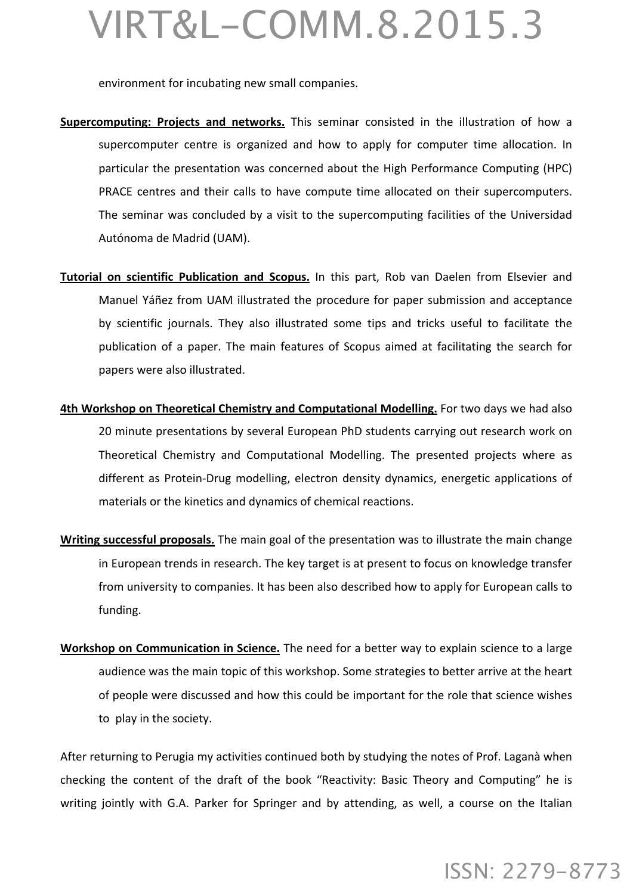environment for incubating new small companies.

**Supercomputing: Projects and networks.** This seminar consisted in the illustration of how a supercomputer centre is organized and how to apply for computer time allocation. In particular the presentation was concerned about the High Performance Computing (HPC) PRACE centres and their calls to have compute time allocated on their supercomputers. The seminar was concluded by a visit to the supercomputing facilities of the Universidad Autónoma de Madrid (UAM).

**Tutorial on scientific Publication and Scopus.** In this part, Rob van Daelen from Elsevier and Manuel Yáñez from UAM illustrated the procedure for paper submission and acceptance by scientific journals. They also illustrated some tips and tricks useful to facilitate the publication of a paper. The main features of Scopus aimed at facilitating the search for papers were also illustrated.

**4th Workshop on Theoretical Chemistry and Computational Modelling.** For two days we had also 20 minute presentations by several European PhD students carrying out research work on Theoretical Chemistry and Computational Modelling. The presented projects where as different as Protein-Drug modelling, electron density dynamics, energetic applications of materials or the kinetics and dynamics of chemical reactions.

**Writing successful proposals.** The main goal of the presentation was to illustrate the main change in European trends in research. The key target is at present to focus on knowledge transfer from university to companies. It has been also described how to apply for European calls to funding.

**Workshop on Communication in Science.** The need for a better way to explain science to a large audience was the main topic of this workshop. Some strategies to better arrive at the heart of people were discussed and how this could be important for the role that science wishes to play in the society.

After returning to Perugia my activities continued both by studying the notes of Prof. Laganà when checking the content of the draft of the book "Reactivity: Basic Theory and Computing" he is writing jointly with G.A. Parker for Springer and by attending, as well, a course on the Italian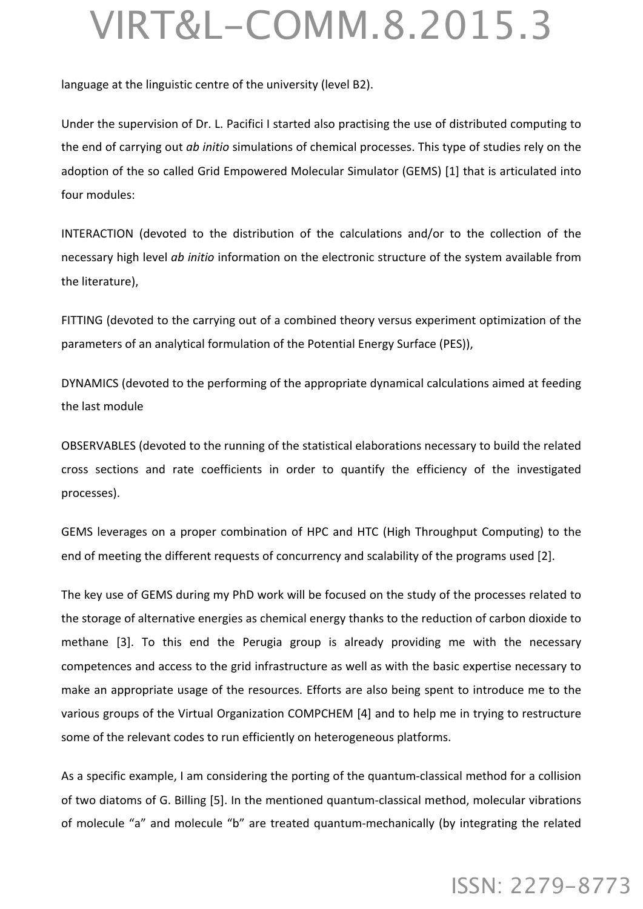language at the linguistic centre of the university (level B2).

Under the supervision of Dr. L. Pacifici I started also practising the use of distributed computing to the end of carrying out *ab initio* simulations of chemical processes. This type of studies rely on the adoption of the so called Grid Empowered Molecular Simulator (GEMS) [1] that is articulated into four modules:

INTERACTION (devoted to the distribution of the calculations and/or to the collection of the necessary high level *ab initio* information on the electronic structure of the system available from the literature),

FITTING (devoted to the carrying out of a combined theory versus experiment optimization of the parameters of an analytical formulation of the Potential Energy Surface (PES)),

DYNAMICS (devoted to the performing of the appropriate dynamical calculations aimed at feeding the last module

OBSERVABLES (devoted to the running of the statistical elaborations necessary to build the related cross sections and rate coefficients in order to quantify the efficiency of the investigated processes).

GEMS leverages on a proper combination of HPC and HTC (High Throughput Computing) to the end of meeting the different requests of concurrency and scalability of the programs used [2].

The key use of GEMS during my PhD work will be focused on the study of the processes related to the storage of alternative energies as chemical energy thanks to the reduction of carbon dioxide to methane [3]. To this end the Perugia group is already providing me with the necessary competences and access to the grid infrastructure as well as with the basic expertise necessary to make an appropriate usage of the resources. Efforts are also being spent to introduce me to the various groups of the Virtual Organization COMPCHEM [4] and to help me in trying to restructure some of the relevant codes to run efficiently on heterogeneous platforms.

As a specific example, I am considering the porting of the quantum-classical method for a collision of two diatoms of G. Billing [5]. In the mentioned quantum-classical method, molecular vibrations of molecule “a” and molecule “b” are treated quantum-mechanically (by integrating the related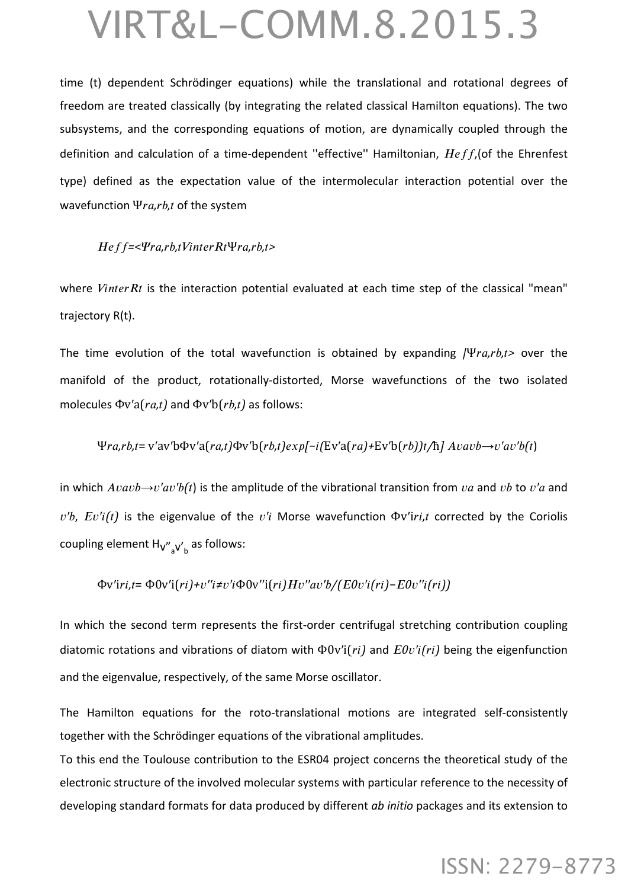time (t) dependent Schrödinger equations) while the translational and rotational degrees of freedom are treated classically (by integrating the related classical Hamilton equations). The two subsystems, and the corresponding equations of motion, are dynamically coupled through the definition and calculation of a time-dependent ''effective'' Hamiltonian, $H_{eff}$,(of the Ehrenfest type) defined as the expectation value of the intermolecular interaction potential over the wavefunction $\Psi_{r_a,r_b,t}$ of the system

$$H_{eff}=\langle\Psi_{r_a,r_b,t}|V_{inter}(R(t))|\Psi_{r_a,r_b,t}\rangle$$

where $V_{inter}(R(t))$ is the interaction potential evaluated at each time step of the classical "mean" trajectory R(t).

The time evolution of the total wavefunction is obtained by expanding $|\Psi_{r_a,r_b,t}\rangle$ over the manifold of the product, rotationally-distorted, Morse wavefunctions of the two isolated molecules $\Phi_{v'a}(r_a,t)$ and $\Phi_{v'b}(r_b,t)$ as follows:

$$\Psi_{r_a,r_b,t}=\sum_{v'a}\sum_{v'b}\Phi_{v'a}(r_a,t)\Phi_{v'b}(r_b,t)\exp[-i(E_{v'a}(r_a)+E_{v'b}(r_b))t/\hbar]\, A_{vavb\rightarrow v'av'b}(t)$$

in which $A_{vavb\rightarrow v'av'b}(t)$ is the amplitude of the vibrational transition from $v_a$ and $v_b$ to $v'_a$ and $v'_b$, $E_{v'i}(t)$ is the eigenvalue of the $v'i$ Morse wavefunction $\Phi_{v'i}(r_i,t)$ corrected by the Coriolis coupling element $H_{v''_a v'_b}$ as follows:

$$\Phi_{v'i}(r_i,t)=\Phi^0_{v'i}(r_i)+\sum_{v''i\neq v'i}\Phi^0_{v''i}(r_i)\,H_{v''av'b}/(E^0_{v'i}(r_i)-E^0_{v''i}(r_i))$$

In which the second term represents the first-order centrifugal stretching contribution coupling diatomic rotations and vibrations of diatom with $\Phi^0_{v'i}(r_i)$ and $E^0_{v'i}(r_i)$ being the eigenfunction and the eigenvalue, respectively, of the same Morse oscillator.

The Hamilton equations for the roto-translational motions are integrated self-consistently together with the Schrödinger equations of the vibrational amplitudes.

To this end the Toulouse contribution to the ESR04 project concerns the theoretical study of the electronic structure of the involved molecular systems with particular reference to the necessity of developing standard formats for data produced by different *ab initio* packages and its extension to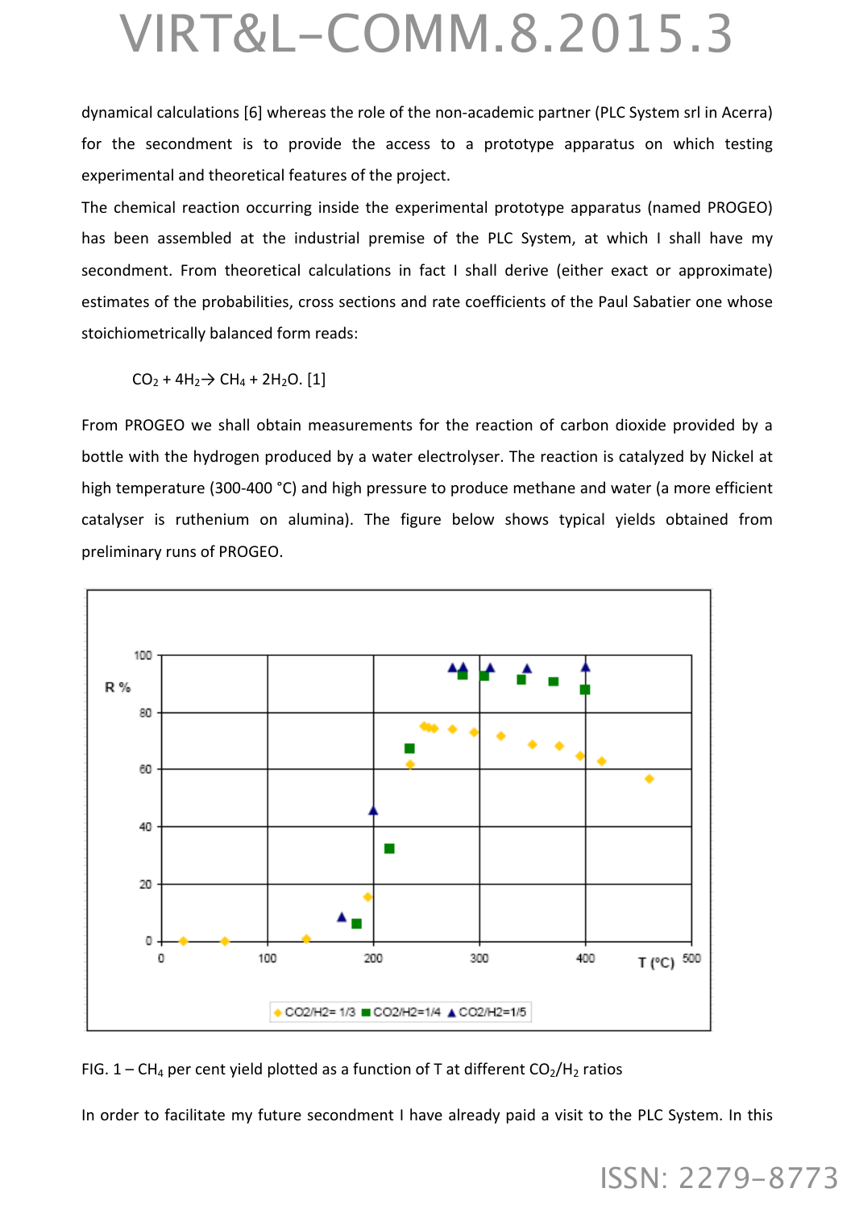dynamical calculations [6] whereas the role of the non-academic partner (PLC System srl in Acerra) for the secondment is to provide the access to a prototype apparatus on which testing experimental and theoretical features of the project.

The chemical reaction occurring inside the experimental prototype apparatus (named PROGEO) has been assembled at the industrial premise of the PLC System, at which I shall have my secondment. From theoretical calculations in fact I shall derive (either exact or approximate) estimates of the probabilities, cross sections and rate coefficients of the Paul Sabatier one whose stoichiometrically balanced form reads:

$CO_2 + 4H_2 \rightarrow CH_4 + 2H_2O$. [1]

From PROGEO we shall obtain measurements for the reaction of carbon dioxide provided by a bottle with the hydrogen produced by a water electrolyser. The reaction is catalyzed by Nickel at high temperature (300-400 °C) and high pressure to produce methane and water (a more efficient catalyser is ruthenium on alumina). The figure below shows typical yields obtained from preliminary runs of PROGEO.

FIG. 1 – $CH_4$ per cent yield plotted as a function of T at different $CO_2/H_2$ ratios

In order to facilitate my future secondment I have already paid a visit to the PLC System. In this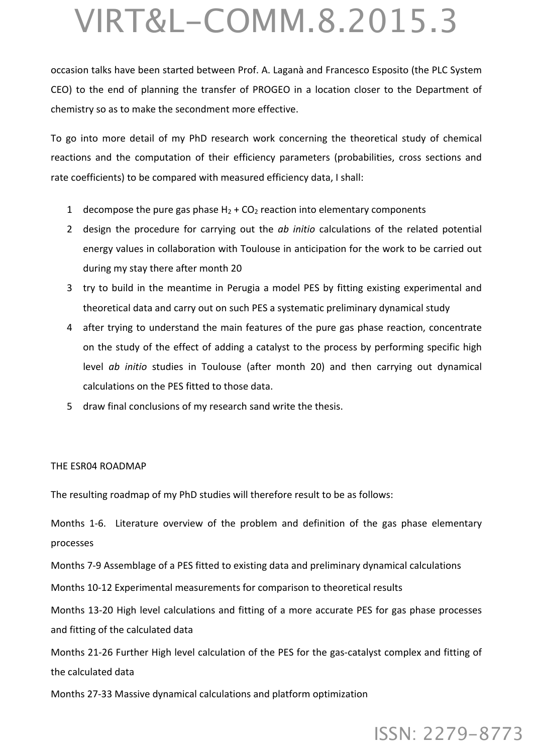occasion talks have been started between Prof. A. Laganà and Francesco Esposito (the PLC System CEO) to the end of planning the transfer of PROGEO in a location closer to the Department of chemistry so as to make the secondment more effective.

To go into more detail of my PhD research work concerning the theoretical study of chemical reactions and the computation of their efficiency parameters (probabilities, cross sections and rate coefficients) to be compared with measured efficiency data, I shall:

1. decompose the pure gas phase $H_2$ + $CO_2$ reaction into elementary components
2. design the procedure for carrying out the *ab initio* calculations of the related potential energy values in collaboration with Toulouse in anticipation for the work to be carried out during my stay there after month 20
3. try to build in the meantime in Perugia a model PES by fitting existing experimental and theoretical data and carry out on such PES a systematic preliminary dynamical study
4. after trying to understand the main features of the pure gas phase reaction, concentrate on the study of the effect of adding a catalyst to the process by performing specific high level *ab initio* studies in Toulouse (after month 20) and then carrying out dynamical calculations on the PES fitted to those data.
5. draw final conclusions of my research sand write the thesis.

THE ESR04 ROADMAP

The resulting roadmap of my PhD studies will therefore result to be as follows:

Months 1-6. Literature overview of the problem and definition of the gas phase elementary processes

Months 7-9 Assemblage of a PES fitted to existing data and preliminary dynamical calculations

Months 10-12 Experimental measurements for comparison to theoretical results

Months 13-20 High level calculations and fitting of a more accurate PES for gas phase processes and fitting of the calculated data

Months 21-26 Further High level calculation of the PES for the gas-catalyst complex and fitting of the calculated data

Months 27-33 Massive dynamical calculations and platform optimization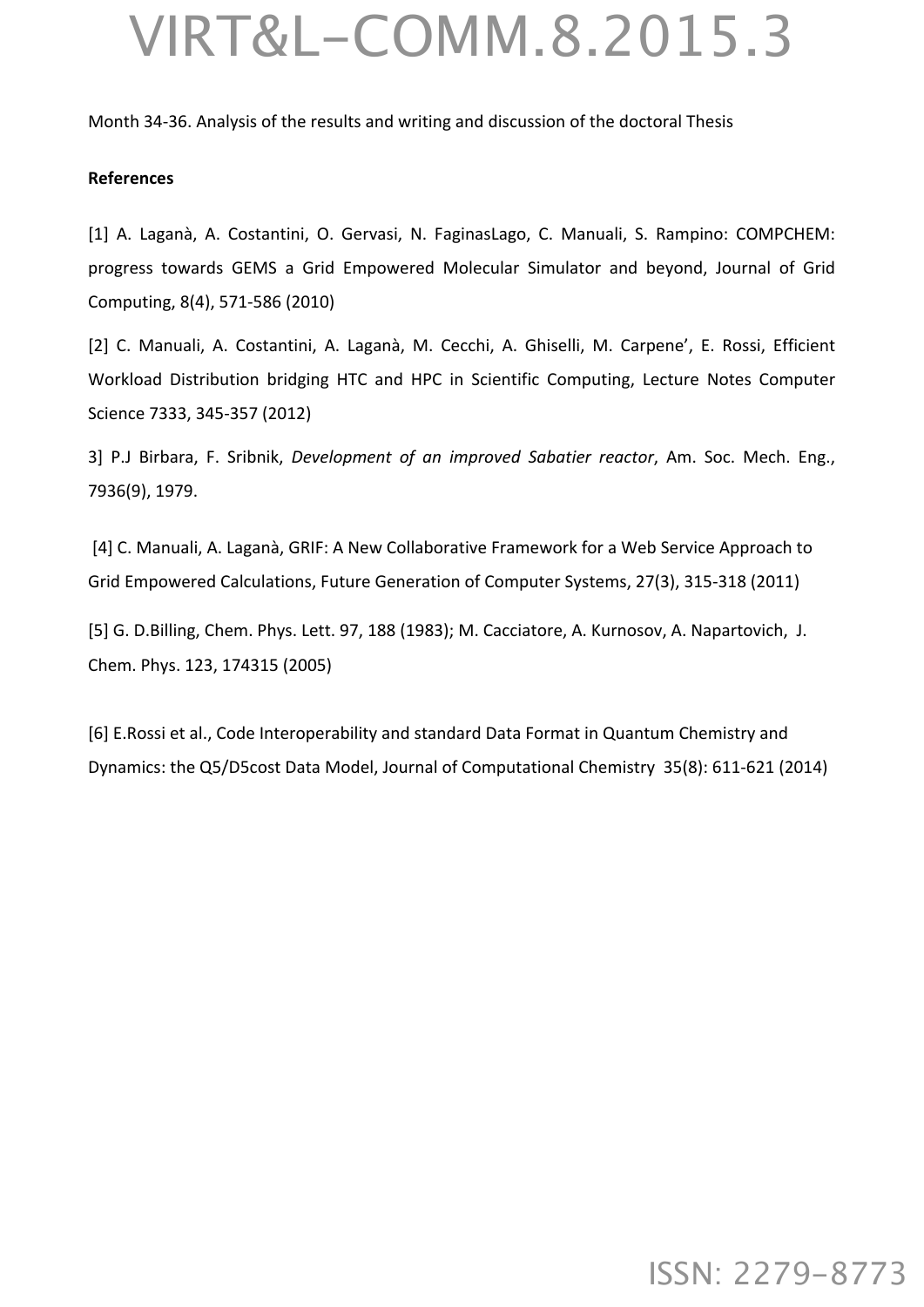Month 34-36. Analysis of the results and writing and discussion of the doctoral Thesis

**References**

[1] A. Laganà, A. Costantini, O. Gervasi, N. FaginasLago, C. Manuali, S. Rampino: COMPCHEM: progress towards GEMS a Grid Empowered Molecular Simulator and beyond, Journal of Grid Computing, 8(4), 571-586 (2010)

[2] C. Manuali, A. Costantini, A. Laganà, M. Cecchi, A. Ghiselli, M. Carpene', E. Rossi, Efficient Workload Distribution bridging HTC and HPC in Scientific Computing, Lecture Notes Computer Science 7333, 345-357 (2012)

3] P.J Birbara, F. Sribnik, *Development of an improved Sabatier reactor*, Am. Soc. Mech. Eng., 7936(9), 1979.

[4] C. Manuali, A. Laganà, GRIF: A New Collaborative Framework for a Web Service Approach to Grid Empowered Calculations, Future Generation of Computer Systems, 27(3), 315-318 (2011)

[5] G. D.Billing, Chem. Phys. Lett. 97, 188 (1983); M. Cacciatore, A. Kurnosov, A. Napartovich, J. Chem. Phys. 123, 174315 (2005)

[6] E.Rossi et al., Code Interoperability and standard Data Format in Quantum Chemistry and Dynamics: the Q5/D5cost Data Model, Journal of Computational Chemistry 35(8): 611-621 (2014)